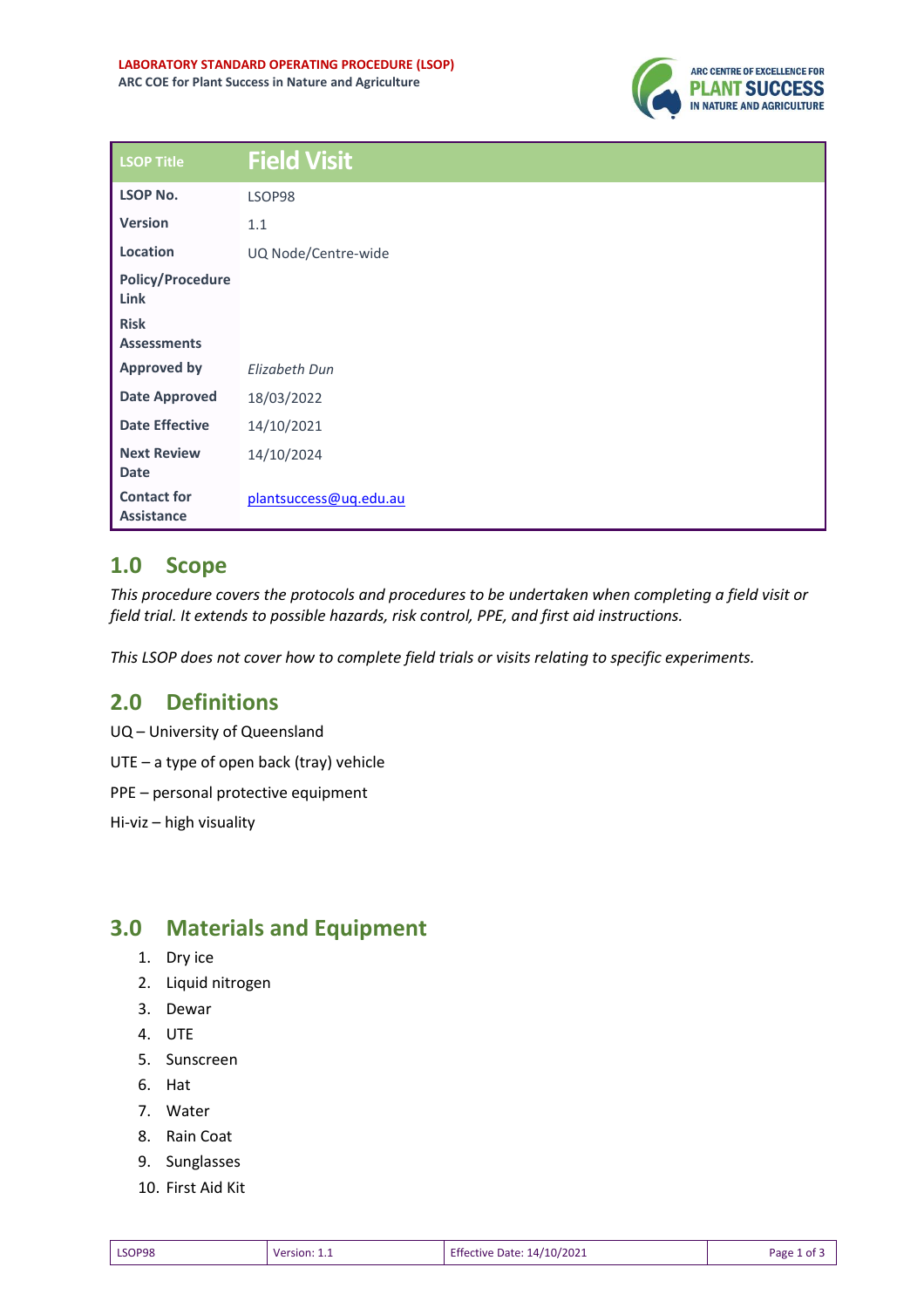**LABORATORY STANDARD OPERATING PROCEDURE (LSOP)**
**ARC COE for Plant Success in Nature and Agriculture**

| LSOP Title | Field Visit |
|---|---|
| **LSOP No.** | LSOP98 |
| **Version** | 1.1 |
| **Location** | UQ Node/Centre-wide |
| **Policy/Procedure Link** | |
| **Risk Assessments** | |
| **Approved by** | *Elizabeth Dun* |
| **Date Approved** | 18/03/2022 |
| **Date Effective** | 14/10/2021 |
| **Next Review Date** | 14/10/2024 |
| **Contact for Assistance** | plantsuccess@uq.edu.au |

## 1.0 Scope

*This procedure covers the protocols and procedures to be undertaken when completing a field visit or field trial. It extends to possible hazards, risk control, PPE, and first aid instructions.*

*This LSOP does not cover how to complete field trials or visits relating to specific experiments.*

## 2.0 Definitions

UQ – University of Queensland

UTE – a type of open back (tray) vehicle

PPE – personal protective equipment

Hi-viz – high visuality

## 3.0 Materials and Equipment

1. Dry ice
2. Liquid nitrogen
3. Dewar
4. UTE
5. Sunscreen
6. Hat
7. Water
8. Rain Coat
9. Sunglasses
10. First Aid Kit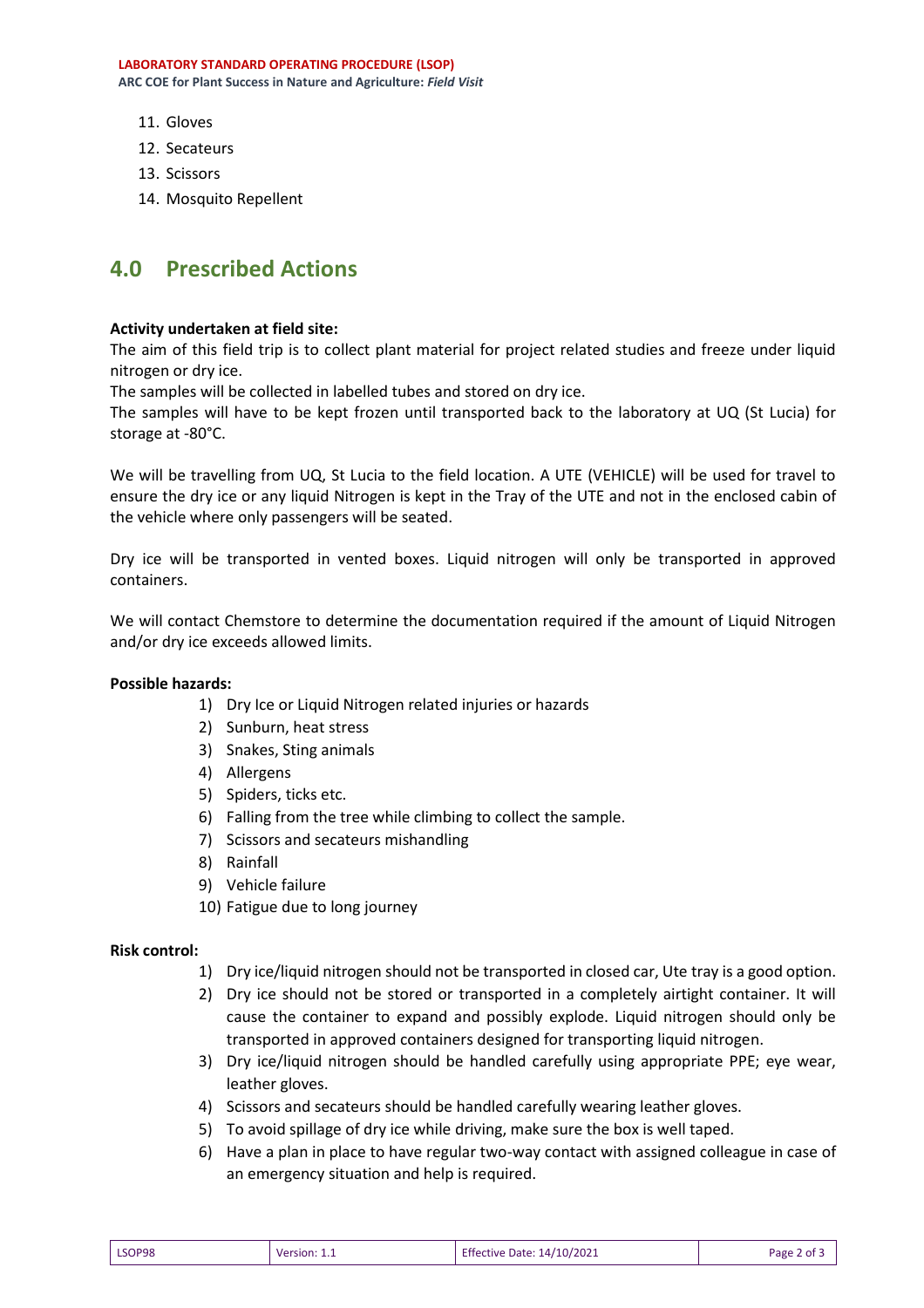11. Gloves
12. Secateurs
13. Scissors
14. Mosquito Repellent

## 4.0 Prescribed Actions

**Activity undertaken at field site:**

The aim of this field trip is to collect plant material for project related studies and freeze under liquid nitrogen or dry ice.

The samples will be collected in labelled tubes and stored on dry ice.

The samples will have to be kept frozen until transported back to the laboratory at UQ (St Lucia) for storage at -80°C.

We will be travelling from UQ, St Lucia to the field location. A UTE (VEHICLE) will be used for travel to ensure the dry ice or any liquid Nitrogen is kept in the Tray of the UTE and not in the enclosed cabin of the vehicle where only passengers will be seated.

Dry ice will be transported in vented boxes. Liquid nitrogen will only be transported in approved containers.

We will contact Chemstore to determine the documentation required if the amount of Liquid Nitrogen and/or dry ice exceeds allowed limits.

**Possible hazards:**

1) Dry Ice or Liquid Nitrogen related injuries or hazards
2) Sunburn, heat stress
3) Snakes, Sting animals
4) Allergens
5) Spiders, ticks etc.
6) Falling from the tree while climbing to collect the sample.
7) Scissors and secateurs mishandling
8) Rainfall
9) Vehicle failure
10) Fatigue due to long journey

**Risk control:**

1) Dry ice/liquid nitrogen should not be transported in closed car, Ute tray is a good option.
2) Dry ice should not be stored or transported in a completely airtight container. It will cause the container to expand and possibly explode. Liquid nitrogen should only be transported in approved containers designed for transporting liquid nitrogen.
3) Dry ice/liquid nitrogen should be handled carefully using appropriate PPE; eye wear, leather gloves.
4) Scissors and secateurs should be handled carefully wearing leather gloves.
5) To avoid spillage of dry ice while driving, make sure the box is well taped.
6) Have a plan in place to have regular two-way contact with assigned colleague in case of an emergency situation and help is required.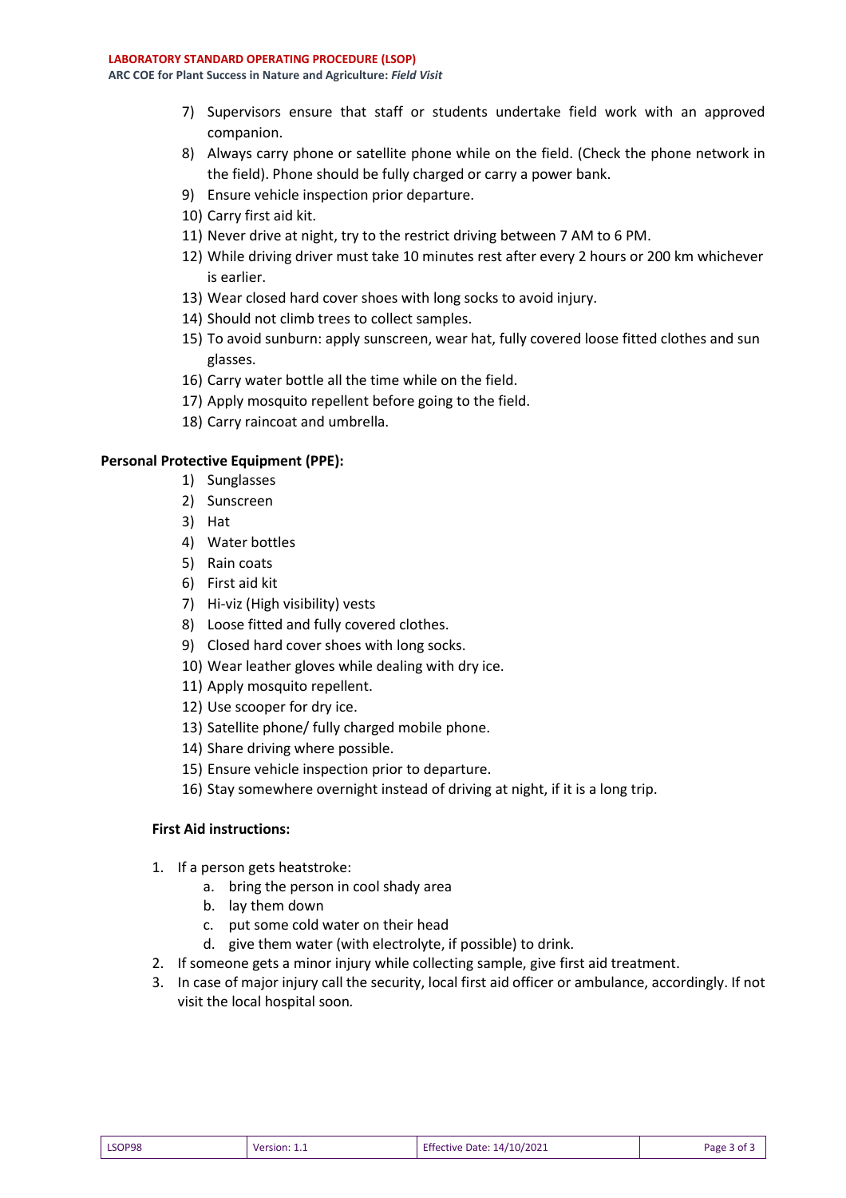7) Supervisors ensure that staff or students undertake field work with an approved companion.
8) Always carry phone or satellite phone while on the field. (Check the phone network in the field). Phone should be fully charged or carry a power bank.
9) Ensure vehicle inspection prior departure.
10) Carry first aid kit.
11) Never drive at night, try to the restrict driving between 7 AM to 6 PM.
12) While driving driver must take 10 minutes rest after every 2 hours or 200 km whichever is earlier.
13) Wear closed hard cover shoes with long socks to avoid injury.
14) Should not climb trees to collect samples.
15) To avoid sunburn: apply sunscreen, wear hat, fully covered loose fitted clothes and sun glasses.
16) Carry water bottle all the time while on the field.
17) Apply mosquito repellent before going to the field.
18) Carry raincoat and umbrella.

**Personal Protective Equipment (PPE):**

1) Sunglasses
2) Sunscreen
3) Hat
4) Water bottles
5) Rain coats
6) First aid kit
7) Hi-viz (High visibility) vests
8) Loose fitted and fully covered clothes.
9) Closed hard cover shoes with long socks.
10) Wear leather gloves while dealing with dry ice.
11) Apply mosquito repellent.
12) Use scooper for dry ice.
13) Satellite phone/ fully charged mobile phone.
14) Share driving where possible.
15) Ensure vehicle inspection prior to departure.
16) Stay somewhere overnight instead of driving at night, if it is a long trip.

**First Aid instructions:**

1. If a person gets heatstroke:
    a. bring the person in cool shady area
    b. lay them down
    c. put some cold water on their head
    d. give them water (with electrolyte, if possible) to drink.
2. If someone gets a minor injury while collecting sample, give first aid treatment.
3. In case of major injury call the security, local first aid officer or ambulance, accordingly. If not visit the local hospital soon.